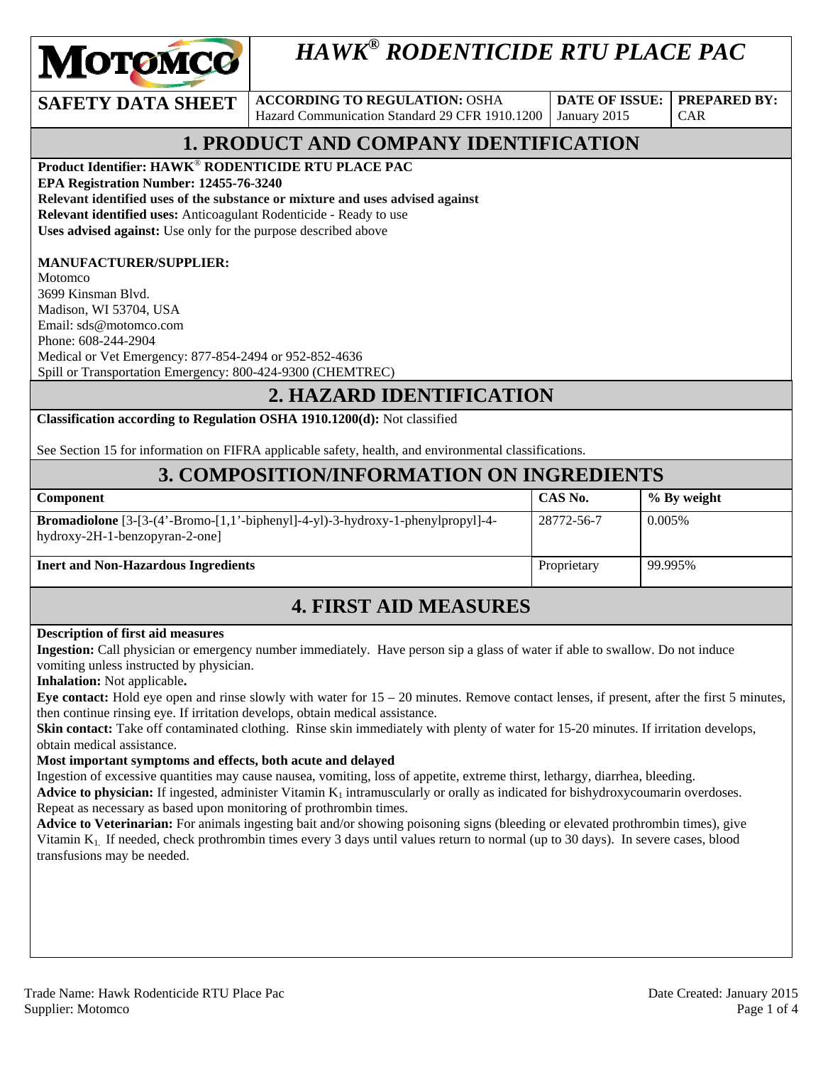# *HAWK® RODENTICIDE RTU PLACE PAC*

| SAFETY DATA SHEET | ACCORDING TO REGULATION: OSHA Hazard Communication Standard 29 CFR 1910.1200 | DATE OF ISSUE: January 2015 | PREPARED BY: CAR |
|---|---|---|---|

## 1. PRODUCT AND COMPANY IDENTIFICATION

**Product Identifier: HAWK® RODENTICIDE RTU PLACE PAC**
**EPA Registration Number: 12455-76-3240**
**Relevant identified uses of the substance or mixture and uses advised against**
**Relevant identified uses:** Anticoagulant Rodenticide - Ready to use
**Uses advised against:** Use only for the purpose described above

**MANUFACTURER/SUPPLIER:**
Motomco
3699 Kinsman Blvd.
Madison, WI 53704, USA
Email: sds@motomco.com
Phone: 608-244-2904
Medical or Vet Emergency: 877-854-2494 or 952-852-4636
Spill or Transportation Emergency: 800-424-9300 (CHEMTREC)

## 2. HAZARD IDENTIFICATION

**Classification according to Regulation OSHA 1910.1200(d):** Not classified

See Section 15 for information on FIFRA applicable safety, health, and environmental classifications.

## 3. COMPOSITION/INFORMATION ON INGREDIENTS

| Component | CAS No. | % By weight |
|---|---|---|
| **Bromadiolone** [3-[3-(4'-Bromo-[1,1'-biphenyl]-4-yl)-3-hydroxy-1-phenylpropyl]-4-hydroxy-2H-1-benzopyran-2-one] | 28772-56-7 | 0.005% |
| **Inert and Non-Hazardous Ingredients** | Proprietary | 99.995% |

## 4. FIRST AID MEASURES

**Description of first aid measures**
**Ingestion:** Call physician or emergency number immediately. Have person sip a glass of water if able to swallow. Do not induce vomiting unless instructed by physician.
**Inhalation:** Not applicable**.**
**Eye contact:** Hold eye open and rinse slowly with water for 15 – 20 minutes. Remove contact lenses, if present, after the first 5 minutes, then continue rinsing eye. If irritation develops, obtain medical assistance.
**Skin contact:** Take off contaminated clothing. Rinse skin immediately with plenty of water for 15-20 minutes. If irritation develops, obtain medical assistance.
**Most important symptoms and effects, both acute and delayed**
Ingestion of excessive quantities may cause nausea, vomiting, loss of appetite, extreme thirst, lethargy, diarrhea, bleeding.
**Advice to physician:** If ingested, administer Vitamin $K_1$ intramuscularly or orally as indicated for bishydroxycoumarin overdoses. Repeat as necessary as based upon monitoring of prothrombin times.
**Advice to Veterinarian:** For animals ingesting bait and/or showing poisoning signs (bleeding or elevated prothrombin times), give Vitamin $K_1$. If needed, check prothrombin times every 3 days until values return to normal (up to 30 days). In severe cases, blood transfusions may be needed.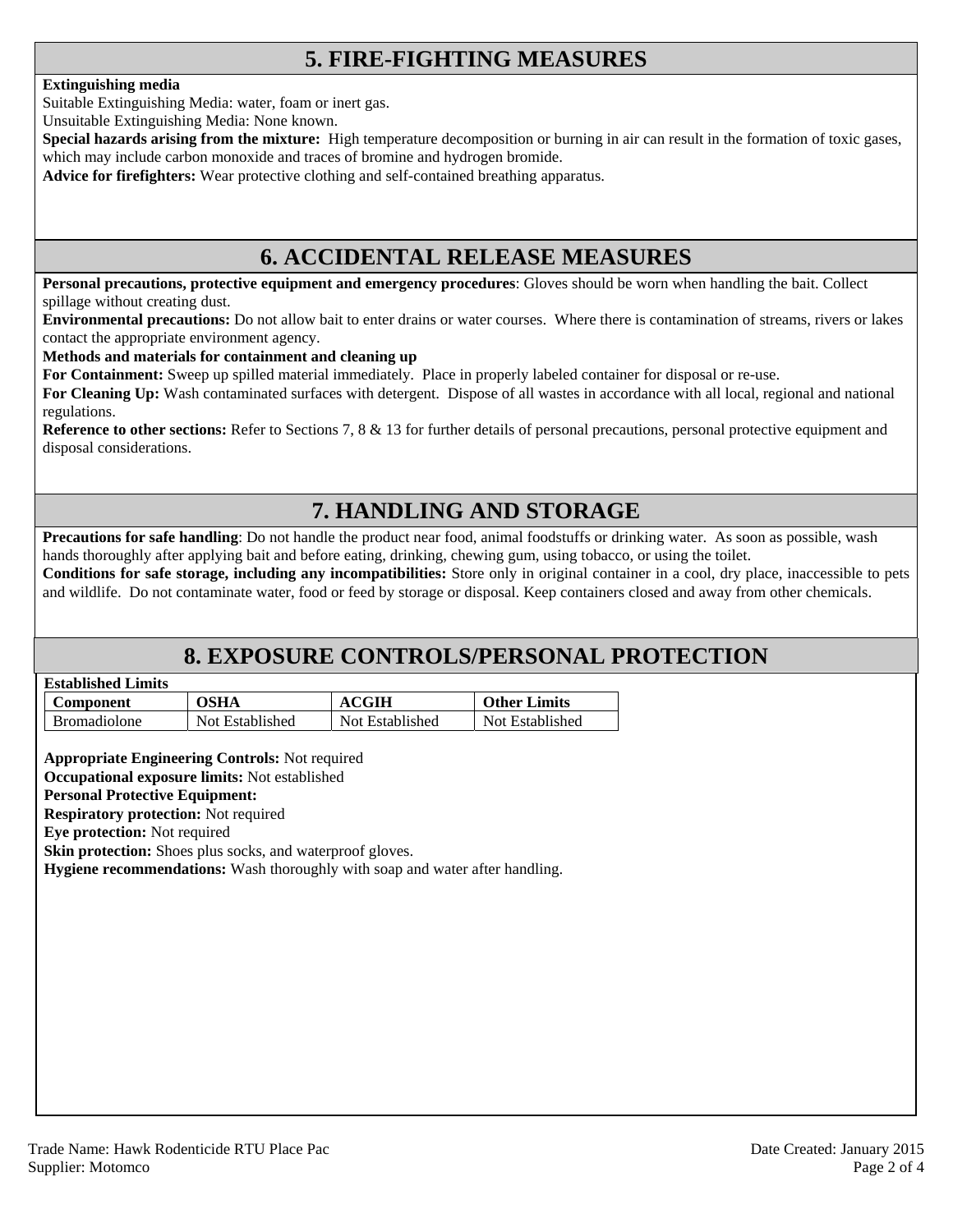## 5. FIRE-FIGHTING MEASURES

**Extinguishing media**

Suitable Extinguishing Media: water, foam or inert gas.

Unsuitable Extinguishing Media: None known.

**Special hazards arising from the mixture:** High temperature decomposition or burning in air can result in the formation of toxic gases, which may include carbon monoxide and traces of bromine and hydrogen bromide.

**Advice for firefighters:** Wear protective clothing and self-contained breathing apparatus.

## 6. ACCIDENTAL RELEASE MEASURES

**Personal precautions, protective equipment and emergency procedures**: Gloves should be worn when handling the bait. Collect spillage without creating dust.

**Environmental precautions:** Do not allow bait to enter drains or water courses. Where there is contamination of streams, rivers or lakes contact the appropriate environment agency.

**Methods and materials for containment and cleaning up**

**For Containment:** Sweep up spilled material immediately. Place in properly labeled container for disposal or re-use.

**For Cleaning Up:** Wash contaminated surfaces with detergent. Dispose of all wastes in accordance with all local, regional and national regulations.

**Reference to other sections:** Refer to Sections 7, 8 & 13 for further details of personal precautions, personal protective equipment and disposal considerations.

## 7. HANDLING AND STORAGE

**Precautions for safe handling**: Do not handle the product near food, animal foodstuffs or drinking water. As soon as possible, wash hands thoroughly after applying bait and before eating, drinking, chewing gum, using tobacco, or using the toilet.

**Conditions for safe storage, including any incompatibilities:** Store only in original container in a cool, dry place, inaccessible to pets and wildlife. Do not contaminate water, food or feed by storage or disposal. Keep containers closed and away from other chemicals.

## 8. EXPOSURE CONTROLS/PERSONAL PROTECTION

**Established Limits**

| Component | OSHA | ACGIH | Other Limits |
|---|---|---|---|
| Bromadiolone | Not Established | Not Established | Not Established |

**Appropriate Engineering Controls:** Not required

**Occupational exposure limits:** Not established

**Personal Protective Equipment:**

**Respiratory protection:** Not required

**Eye protection:** Not required

**Skin protection:** Shoes plus socks, and waterproof gloves.

**Hygiene recommendations:** Wash thoroughly with soap and water after handling.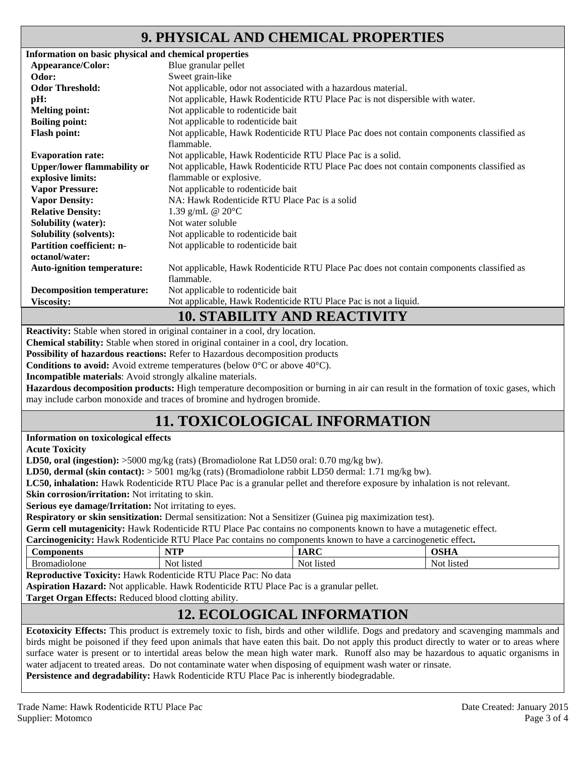## 9. PHYSICAL AND CHEMICAL PROPERTIES

**Information on basic physical and chemical properties**

| | |
|---|---|
| **Appearance/Color:** | Blue granular pellet |
| **Odor:** | Sweet grain-like |
| **Odor Threshold:** | Not applicable, odor not associated with a hazardous material. |
| **pH:** | Not applicable, Hawk Rodenticide RTU Place Pac is not dispersible with water. |
| **Melting point:** | Not applicable to rodenticide bait |
| **Boiling point:** | Not applicable to rodenticide bait |
| **Flash point:** | Not applicable, Hawk Rodenticide RTU Place Pac does not contain components classified as flammable. |
| **Evaporation rate:** | Not applicable, Hawk Rodenticide RTU Place Pac is a solid. |
| **Upper/lower flammability or explosive limits:** | Not applicable, Hawk Rodenticide RTU Place Pac does not contain components classified as flammable or explosive. |
| **Vapor Pressure:** | Not applicable to rodenticide bait |
| **Vapor Density:** | NA: Hawk Rodenticide RTU Place Pac is a solid |
| **Relative Density:** | 1.39 g/mL @ 20°C |
| **Solubility (water):** | Not water soluble |
| **Solubility (solvents):** | Not applicable to rodenticide bait |
| **Partition coefficient: n-octanol/water:** | Not applicable to rodenticide bait |
| **Auto-ignition temperature:** | Not applicable, Hawk Rodenticide RTU Place Pac does not contain components classified as flammable. |
| **Decomposition temperature:** | Not applicable to rodenticide bait |
| **Viscosity:** | Not applicable, Hawk Rodenticide RTU Place Pac is not a liquid. |

## 10. STABILITY AND REACTIVITY

**Reactivity:** Stable when stored in original container in a cool, dry location.

**Chemical stability:** Stable when stored in original container in a cool, dry location.

**Possibility of hazardous reactions:** Refer to Hazardous decomposition products

**Conditions to avoid:** Avoid extreme temperatures (below 0°C or above 40°C).

**Incompatible materials**: Avoid strongly alkaline materials.

**Hazardous decomposition products:** High temperature decomposition or burning in air can result in the formation of toxic gases, which may include carbon monoxide and traces of bromine and hydrogen bromide.

## 11. TOXICOLOGICAL INFORMATION

**Information on toxicological effects**

**Acute Toxicity**

**LD50, oral (ingestion):** >5000 mg/kg (rats) (Bromadiolone Rat LD50 oral: 0.70 mg/kg bw).

**LD50, dermal (skin contact):** > 5001 mg/kg (rats) (Bromadiolone rabbit LD50 dermal: 1.71 mg/kg bw).

**LC50, inhalation:** Hawk Rodenticide RTU Place Pac is a granular pellet and therefore exposure by inhalation is not relevant.

**Skin corrosion/irritation:** Not irritating to skin.

**Serious eye damage/Irritation:** Not irritating to eyes.

**Respiratory or skin sensitization:** Dermal sensitization: Not a Sensitizer (Guinea pig maximization test).

**Germ cell mutagenicity:** Hawk Rodenticide RTU Place Pac contains no components known to have a mutagenetic effect.

**Carcinogenicity:** Hawk Rodenticide RTU Place Pac contains no components known to have a carcinogenetic effect**.**

| Components | NTP | IARC | OSHA |
|---|---|---|---|
| Bromadiolone | Not listed | Not listed | Not listed |

**Reproductive Toxicity:** Hawk Rodenticide RTU Place Pac: No data

**Aspiration Hazard:** Not applicable. Hawk Rodenticide RTU Place Pac is a granular pellet.

**Target Organ Effects:** Reduced blood clotting ability.

## 12. ECOLOGICAL INFORMATION

**Ecotoxicity Effects:** This product is extremely toxic to fish, birds and other wildlife. Dogs and predatory and scavenging mammals and birds might be poisoned if they feed upon animals that have eaten this bait. Do not apply this product directly to water or to areas where surface water is present or to intertidal areas below the mean high water mark. Runoff also may be hazardous to aquatic organisms in water adjacent to treated areas. Do not contaminate water when disposing of equipment wash water or rinsate.

**Persistence and degradability:** Hawk Rodenticide RTU Place Pac is inherently biodegradable.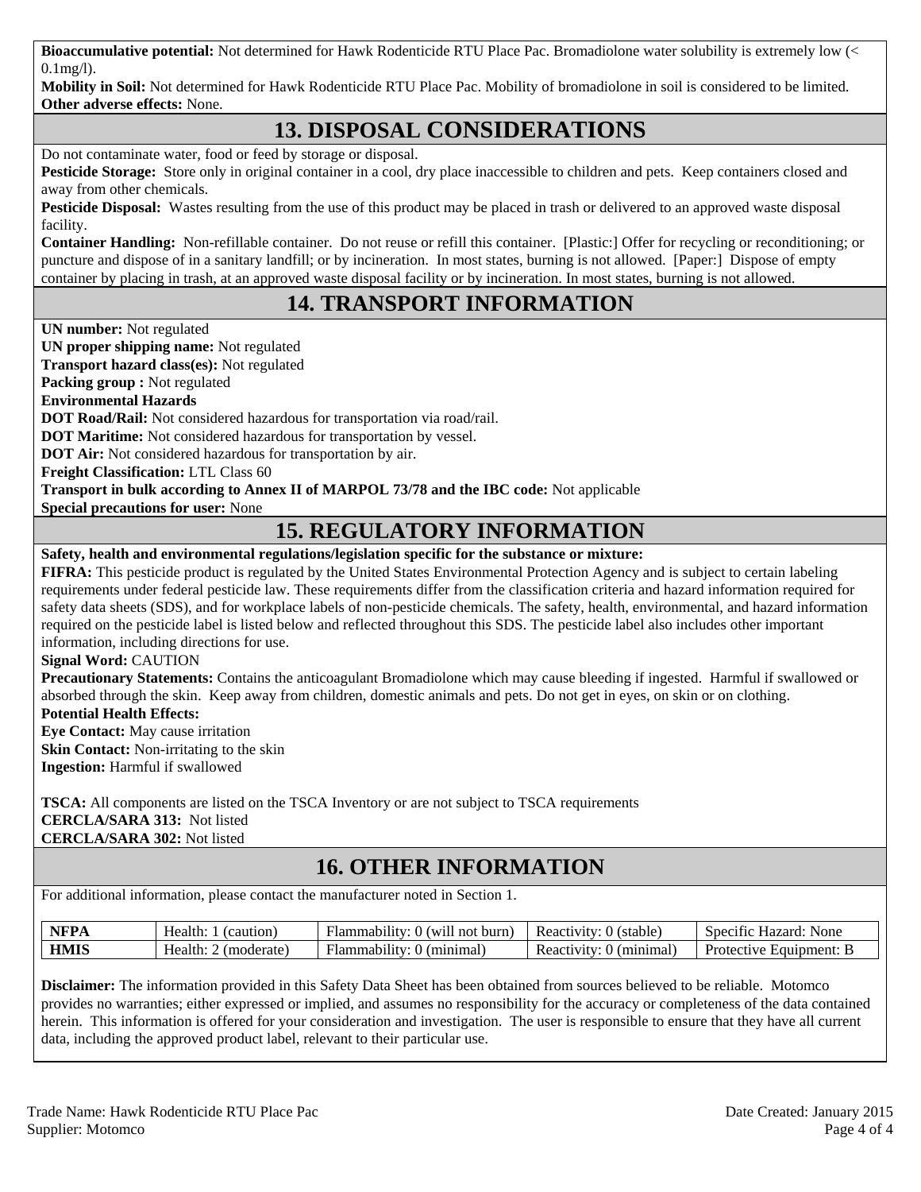**Bioaccumulative potential:** Not determined for Hawk Rodenticide RTU Place Pac. Bromadiolone water solubility is extremely low (< 0.1mg/l).

**Mobility in Soil:** Not determined for Hawk Rodenticide RTU Place Pac. Mobility of bromadiolone in soil is considered to be limited.

**Other adverse effects:** None.

## 13. DISPOSAL CONSIDERATIONS

Do not contaminate water, food or feed by storage or disposal.

**Pesticide Storage:** Store only in original container in a cool, dry place inaccessible to children and pets. Keep containers closed and away from other chemicals.

**Pesticide Disposal:** Wastes resulting from the use of this product may be placed in trash or delivered to an approved waste disposal facility.

**Container Handling:** Non-refillable container. Do not reuse or refill this container. [Plastic:] Offer for recycling or reconditioning; or puncture and dispose of in a sanitary landfill; or by incineration. In most states, burning is not allowed. [Paper:] Dispose of empty container by placing in trash, at an approved waste disposal facility or by incineration. In most states, burning is not allowed.

## 14. TRANSPORT INFORMATION

**UN number:** Not regulated

**UN proper shipping name:** Not regulated

**Transport hazard class(es):** Not regulated

**Packing group :** Not regulated

**Environmental Hazards**

**DOT Road/Rail:** Not considered hazardous for transportation via road/rail.

**DOT Maritime:** Not considered hazardous for transportation by vessel.

**DOT Air:** Not considered hazardous for transportation by air.

**Freight Classification:** LTL Class 60

**Transport in bulk according to Annex II of MARPOL 73/78 and the IBC code:** Not applicable

**Special precautions for user:** None

## 15. REGULATORY INFORMATION

**Safety, health and environmental regulations/legislation specific for the substance or mixture:**

**FIFRA:** This pesticide product is regulated by the United States Environmental Protection Agency and is subject to certain labeling requirements under federal pesticide law. These requirements differ from the classification criteria and hazard information required for safety data sheets (SDS), and for workplace labels of non-pesticide chemicals. The safety, health, environmental, and hazard information required on the pesticide label is listed below and reflected throughout this SDS. The pesticide label also includes other important information, including directions for use.

**Signal Word:** CAUTION

**Precautionary Statements:** Contains the anticoagulant Bromadiolone which may cause bleeding if ingested. Harmful if swallowed or absorbed through the skin. Keep away from children, domestic animals and pets. Do not get in eyes, on skin or on clothing.

**Potential Health Effects:**

**Eye Contact:** May cause irritation

**Skin Contact:** Non-irritating to the skin

**Ingestion:** Harmful if swallowed

**TSCA:** All components are listed on the TSCA Inventory or are not subject to TSCA requirements

**CERCLA/SARA 313:** Not listed

**CERCLA/SARA 302:** Not listed

## 16. OTHER INFORMATION

For additional information, please contact the manufacturer noted in Section 1.

| | | | | |
|---|---|---|---|---|
| **NFPA** | Health: 1 (caution) | Flammability: 0 (will not burn) | Reactivity: 0 (stable) | Specific Hazard: None |
| **HMIS** | Health: 2 (moderate) | Flammability: 0 (minimal) | Reactivity: 0 (minimal) | Protective Equipment: B |

**Disclaimer:** The information provided in this Safety Data Sheet has been obtained from sources believed to be reliable. Motomco provides no warranties; either expressed or implied, and assumes no responsibility for the accuracy or completeness of the data contained herein. This information is offered for your consideration and investigation. The user is responsible to ensure that they have all current data, including the approved product label, relevant to their particular use.